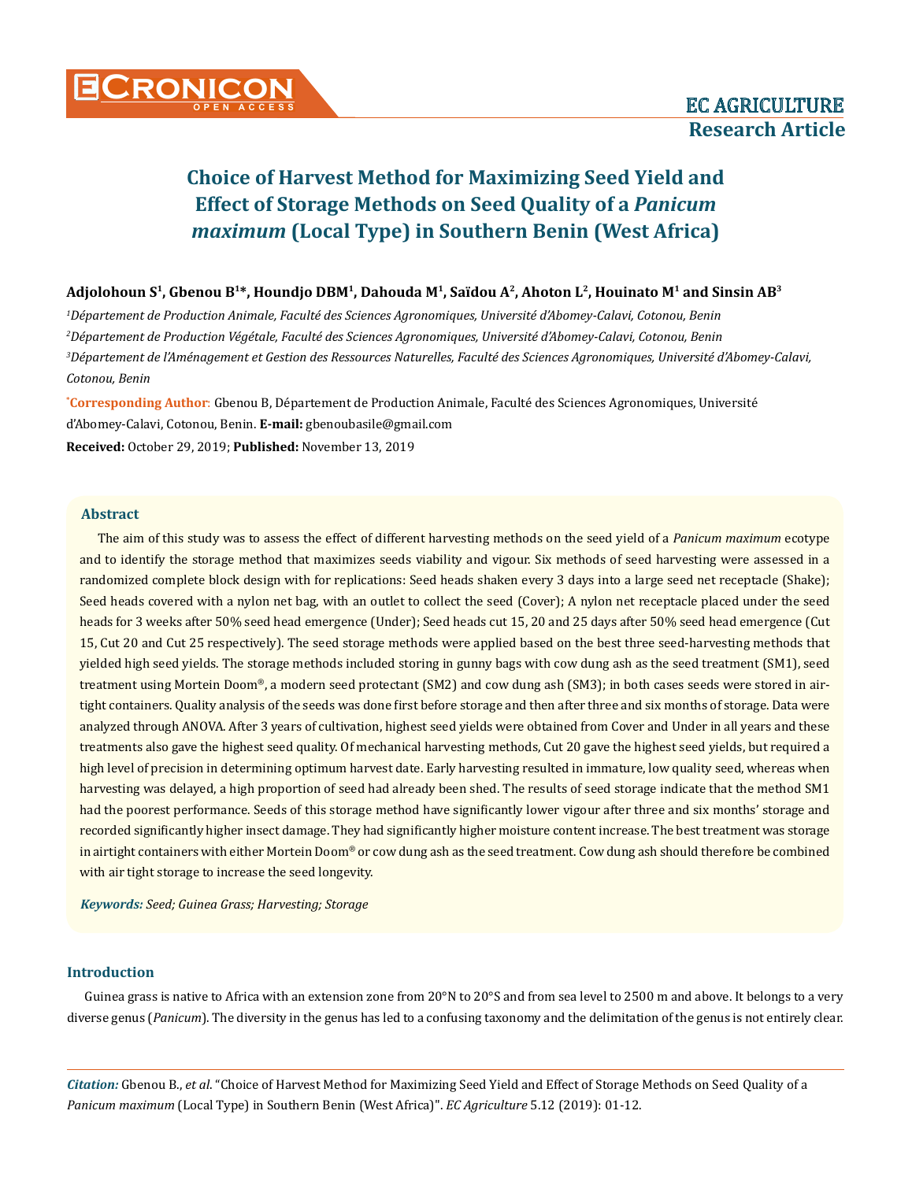# Choice of Harvest Method for Maximizing Seed Yield and Effect of Storage Methods on Seed Quality of a *Panicum maximum* (Local Type) in Southern Benin (West Africa)

**Adjolohoun S[1], Gbenou B[1]*, Houndjo DBM[1], Dahouda M[1], Saïdou A[2], Ahoton L[2], Houinato M[1] and Sinsin AB[3]**

[1]*Département de Production Animale, Faculté des Sciences Agronomiques, Université d'Abomey-Calavi, Cotonou, Benin*

[2]*Département de Production Végétale, Faculté des Sciences Agronomiques, Université d'Abomey-Calavi, Cotonou, Benin*

[3]*Département de l'Aménagement et Gestion des Ressources Naturelles, Faculté des Sciences Agronomiques, Université d'Abomey-Calavi, Cotonou, Benin*

***Corresponding Author**: Gbenou B, Département de Production Animale, Faculté des Sciences Agronomiques, Université d'Abomey-Calavi, Cotonou, Benin. **E-mail:** gbenoubasile@gmail.com

**Received:** October 29, 2019; **Published:** November 13, 2019

## Abstract

The aim of this study was to assess the effect of different harvesting methods on the seed yield of a *Panicum maximum* ecotype and to identify the storage method that maximizes seeds viability and vigour. Six methods of seed harvesting were assessed in a randomized complete block design with for replications: Seed heads shaken every 3 days into a large seed net receptacle (Shake); Seed heads covered with a nylon net bag, with an outlet to collect the seed (Cover); A nylon net receptacle placed under the seed heads for 3 weeks after 50% seed head emergence (Under); Seed heads cut 15, 20 and 25 days after 50% seed head emergence (Cut 15, Cut 20 and Cut 25 respectively). The seed storage methods were applied based on the best three seed-harvesting methods that yielded high seed yields. The storage methods included storing in gunny bags with cow dung ash as the seed treatment (SM1), seed treatment using Mortein Doom®, a modern seed protectant (SM2) and cow dung ash (SM3); in both cases seeds were stored in air-tight containers. Quality analysis of the seeds was done first before storage and then after three and six months of storage. Data were analyzed through ANOVA. After 3 years of cultivation, highest seed yields were obtained from Cover and Under in all years and these treatments also gave the highest seed quality. Of mechanical harvesting methods, Cut 20 gave the highest seed yields, but required a high level of precision in determining optimum harvest date. Early harvesting resulted in immature, low quality seed, whereas when harvesting was delayed, a high proportion of seed had already been shed. The results of seed storage indicate that the method SM1 had the poorest performance. Seeds of this storage method have significantly lower vigour after three and six months' storage and recorded significantly higher insect damage. They had significantly higher moisture content increase. The best treatment was storage in airtight containers with either Mortein Doom® or cow dung ash as the seed treatment. Cow dung ash should therefore be combined with air tight storage to increase the seed longevity.

***Keywords:*** *Seed; Guinea Grass; Harvesting; Storage*

## Introduction

Guinea grass is native to Africa with an extension zone from 20°N to 20°S and from sea level to 2500 m and above. It belongs to a very diverse genus (*Panicum*). The diversity in the genus has led to a confusing taxonomy and the delimitation of the genus is not entirely clear.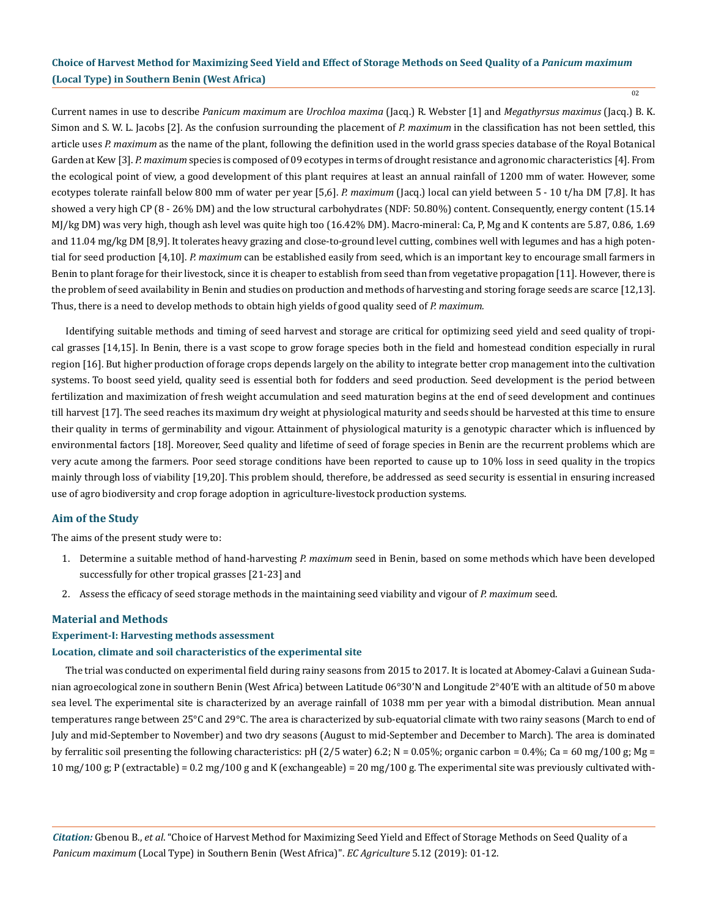Current names in use to describe *Panicum maximum* are *Urochloa maxima* (Jacq.) R. Webster [1] and *Megathyrsus maximus* (Jacq.) B. K. Simon and S. W. L. Jacobs [2]. As the confusion surrounding the placement of *P. maximum* in the classification has not been settled, this article uses *P. maximum* as the name of the plant, following the definition used in the world grass species database of the Royal Botanical Garden at Kew [3]. *P. maximum* species is composed of 09 ecotypes in terms of drought resistance and agronomic characteristics [4]. From the ecological point of view, a good development of this plant requires at least an annual rainfall of 1200 mm of water. However, some ecotypes tolerate rainfall below 800 mm of water per year [5,6]. *P. maximum* (Jacq.) local can yield between 5 - 10 t/ha DM [7,8]. It has showed a very high CP (8 - 26% DM) and the low structural carbohydrates (NDF: 50.80%) content. Consequently, energy content (15.14 MJ/kg DM) was very high, though ash level was quite high too (16.42% DM). Macro-mineral: Ca, P, Mg and K contents are 5.87, 0.86, 1.69 and 11.04 mg/kg DM [8,9]. It tolerates heavy grazing and close-to-ground level cutting, combines well with legumes and has a high potential for seed production [4,10]. *P. maximum* can be established easily from seed, which is an important key to encourage small farmers in Benin to plant forage for their livestock, since it is cheaper to establish from seed than from vegetative propagation [11]. However, there is the problem of seed availability in Benin and studies on production and methods of harvesting and storing forage seeds are scarce [12,13]. Thus, there is a need to develop methods to obtain high yields of good quality seed of *P. maximum.*

Identifying suitable methods and timing of seed harvest and storage are critical for optimizing seed yield and seed quality of tropical grasses [14,15]. In Benin, there is a vast scope to grow forage species both in the field and homestead condition especially in rural region [16]. But higher production of forage crops depends largely on the ability to integrate better crop management into the cultivation systems. To boost seed yield, quality seed is essential both for fodders and seed production. Seed development is the period between fertilization and maximization of fresh weight accumulation and seed maturation begins at the end of seed development and continues till harvest [17]. The seed reaches its maximum dry weight at physiological maturity and seeds should be harvested at this time to ensure their quality in terms of germinability and vigour. Attainment of physiological maturity is a genotypic character which is influenced by environmental factors [18]. Moreover, Seed quality and lifetime of seed of forage species in Benin are the recurrent problems which are very acute among the farmers. Poor seed storage conditions have been reported to cause up to 10% loss in seed quality in the tropics mainly through loss of viability [19,20]. This problem should, therefore, be addressed as seed security is essential in ensuring increased use of agro biodiversity and crop forage adoption in agriculture-livestock production systems.

## Aim of the Study

The aims of the present study were to:

1. Determine a suitable method of hand-harvesting *P. maximum* seed in Benin, based on some methods which have been developed successfully for other tropical grasses [21-23] and
2. Assess the efficacy of seed storage methods in the maintaining seed viability and vigour of *P. maximum* seed.

## Material and Methods

### Experiment-I: Harvesting methods assessment

### Location, climate and soil characteristics of the experimental site

The trial was conducted on experimental field during rainy seasons from 2015 to 2017. It is located at Abomey-Calavi a Guinean Sudanian agroecological zone in southern Benin (West Africa) between Latitude 06°30'N and Longitude 2°40'E with an altitude of 50 m above sea level. The experimental site is characterized by an average rainfall of 1038 mm per year with a bimodal distribution. Mean annual temperatures range between 25°C and 29°C. The area is characterized by sub-equatorial climate with two rainy seasons (March to end of July and mid-September to November) and two dry seasons (August to mid-September and December to March). The area is dominated by ferralitic soil presenting the following characteristics: pH (2/5 water) 6.2; N = 0.05%; organic carbon = 0.4%; Ca = 60 mg/100 g; Mg = 10 mg/100 g; P (extractable) = 0.2 mg/100 g and K (exchangeable) = 20 mg/100 g. The experimental site was previously cultivated with-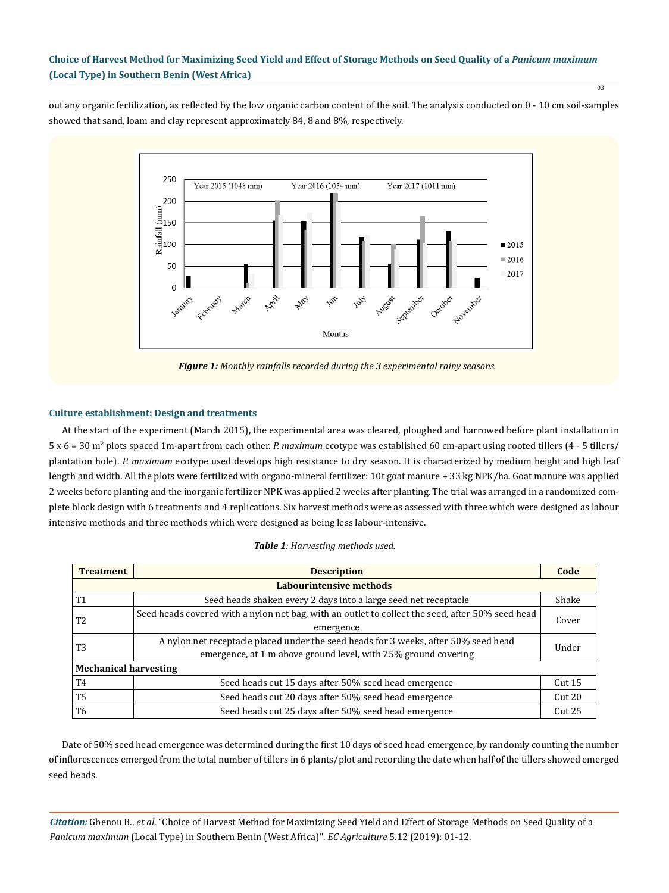out any organic fertilization, as reflected by the low organic carbon content of the soil. The analysis conducted on 0 - 10 cm soil-samples showed that sand, loam and clay represent approximately 84, 8 and 8%, respectively.

***Figure 1:** Monthly rainfalls recorded during the 3 experimental rainy seasons.*

### Culture establishment: Design and treatments

At the start of the experiment (March 2015), the experimental area was cleared, ploughed and harrowed before plant installation in 5 x 6 = 30 m$^2$ plots spaced 1m-apart from each other. *P. maximum* ecotype was established 60 cm-apart using rooted tillers (4 - 5 tillers/plantation hole). *P. maximum* ecotype used develops high resistance to dry season. It is characterized by medium height and high leaf length and width. All the plots were fertilized with organo-mineral fertilizer: 10t goat manure + 33 kg NPK/ha. Goat manure was applied 2 weeks before planting and the inorganic fertilizer NPK was applied 2 weeks after planting. The trial was arranged in a randomized complete block design with 6 treatments and 4 replications. Six harvest methods were as assessed with three which were designed as labour intensive methods and three methods which were designed as being less labour-intensive.

***Table 1**: Harvesting methods used.*

| Treatment | Description | Code |
|---|---|---|
| **Labourintensive methods** | | |
| T1 | Seed heads shaken every 2 days into a large seed net receptacle | Shake |
| T2 | Seed heads covered with a nylon net bag, with an outlet to collect the seed, after 50% seed head emergence | Cover |
| T3 | A nylon net receptacle placed under the seed heads for 3 weeks, after 50% seed head emergence, at 1 m above ground level, with 75% ground covering | Under |
| **Mechanical harvesting** | | |
| T4 | Seed heads cut 15 days after 50% seed head emergence | Cut 15 |
| T5 | Seed heads cut 20 days after 50% seed head emergence | Cut 20 |
| T6 | Seed heads cut 25 days after 50% seed head emergence | Cut 25 |

Date of 50% seed head emergence was determined during the first 10 days of seed head emergence, by randomly counting the number of inflorescences emerged from the total number of tillers in 6 plants/plot and recording the date when half of the tillers showed emerged seed heads.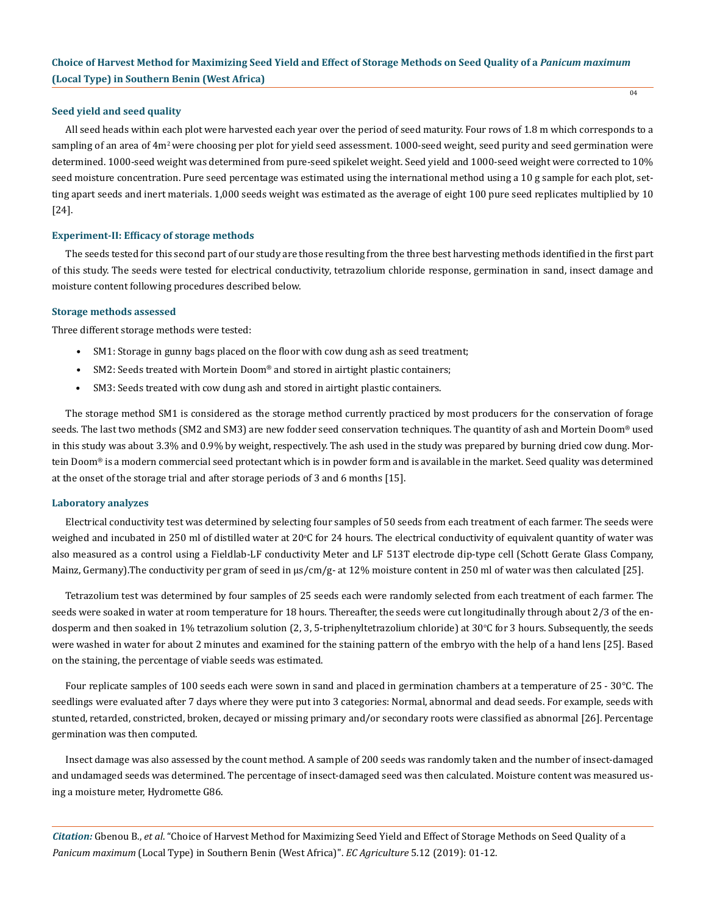### Seed yield and seed quality

All seed heads within each plot were harvested each year over the period of seed maturity. Four rows of 1.8 m which corresponds to a sampling of an area of 4m$^2$ were choosing per plot for yield seed assessment. 1000-seed weight, seed purity and seed germination were determined. 1000-seed weight was determined from pure-seed spikelet weight. Seed yield and 1000-seed weight were corrected to 10% seed moisture concentration. Pure seed percentage was estimated using the international method using a 10 g sample for each plot, setting apart seeds and inert materials. 1,000 seeds weight was estimated as the average of eight 100 pure seed replicates multiplied by 10 [24].

### Experiment-II: Efficacy of storage methods

The seeds tested for this second part of our study are those resulting from the three best harvesting methods identified in the first part of this study. The seeds were tested for electrical conductivity, tetrazolium chloride response, germination in sand, insect damage and moisture content following procedures described below.

### Storage methods assessed

Three different storage methods were tested:

- SM1: Storage in gunny bags placed on the floor with cow dung ash as seed treatment;
- SM2: Seeds treated with Mortein Doom® and stored in airtight plastic containers;
- SM3: Seeds treated with cow dung ash and stored in airtight plastic containers.

The storage method SM1 is considered as the storage method currently practiced by most producers for the conservation of forage seeds. The last two methods (SM2 and SM3) are new fodder seed conservation techniques. The quantity of ash and Mortein Doom® used in this study was about 3.3% and 0.9% by weight, respectively. The ash used in the study was prepared by burning dried cow dung. Mortein Doom® is a modern commercial seed protectant which is in powder form and is available in the market. Seed quality was determined at the onset of the storage trial and after storage periods of 3 and 6 months [15].

### Laboratory analyzes

Electrical conductivity test was determined by selecting four samples of 50 seeds from each treatment of each farmer. The seeds were weighed and incubated in 250 ml of distilled water at 20°C for 24 hours. The electrical conductivity of equivalent quantity of water was also measured as a control using a Fieldlab-LF conductivity Meter and LF 513T electrode dip-type cell (Schott Gerate Glass Company, Mainz, Germany).The conductivity per gram of seed in µs/cm/g- at 12% moisture content in 250 ml of water was then calculated [25].

Tetrazolium test was determined by four samples of 25 seeds each were randomly selected from each treatment of each farmer. The seeds were soaked in water at room temperature for 18 hours. Thereafter, the seeds were cut longitudinally through about 2/3 of the endosperm and then soaked in 1% tetrazolium solution (2, 3, 5-triphenyltetrazolium chloride) at 30°C for 3 hours. Subsequently, the seeds were washed in water for about 2 minutes and examined for the staining pattern of the embryo with the help of a hand lens [25]. Based on the staining, the percentage of viable seeds was estimated.

Four replicate samples of 100 seeds each were sown in sand and placed in germination chambers at a temperature of 25 - 30°C. The seedlings were evaluated after 7 days where they were put into 3 categories: Normal, abnormal and dead seeds. For example, seeds with stunted, retarded, constricted, broken, decayed or missing primary and/or secondary roots were classified as abnormal [26]. Percentage germination was then computed.

Insect damage was also assessed by the count method. A sample of 200 seeds was randomly taken and the number of insect-damaged and undamaged seeds was determined. The percentage of insect-damaged seed was then calculated. Moisture content was measured using a moisture meter, Hydromette G86.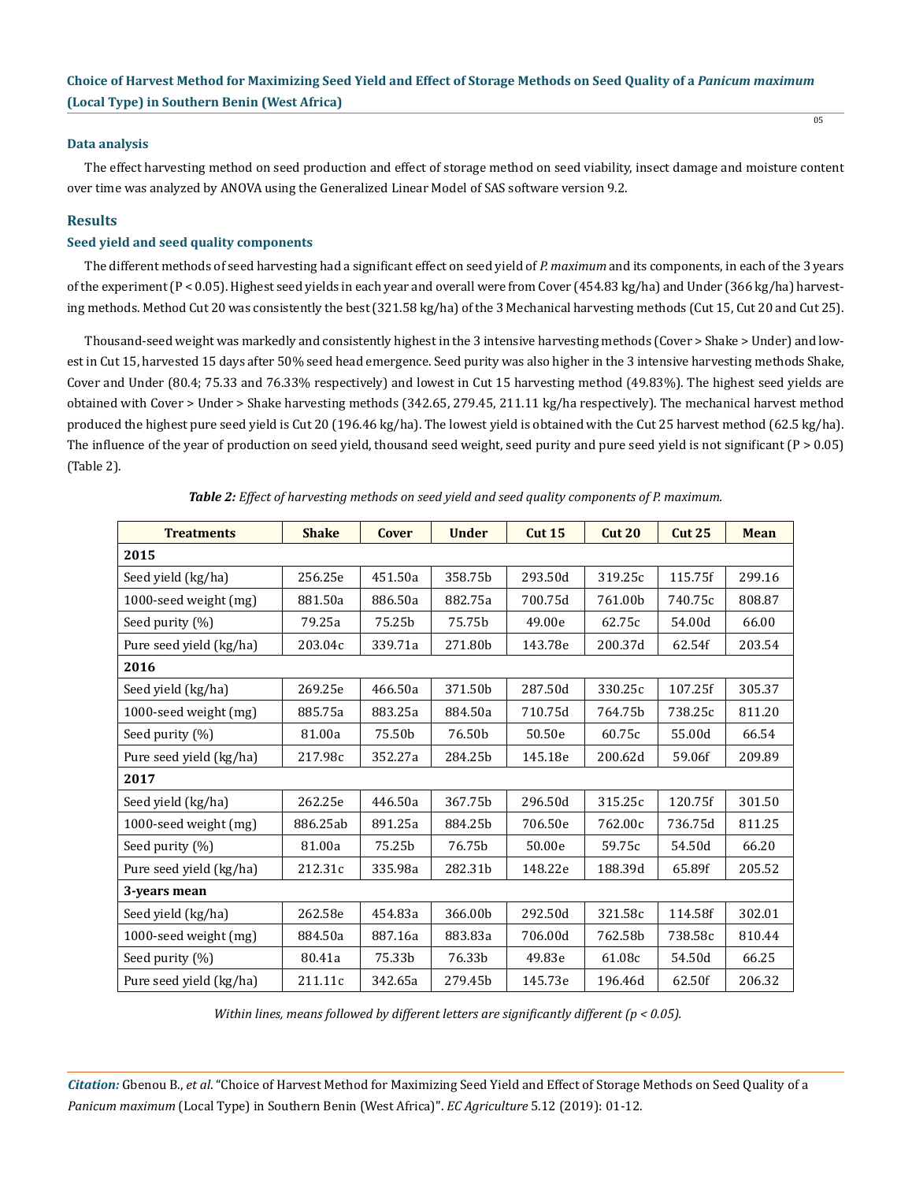### Data analysis

The effect harvesting method on seed production and effect of storage method on seed viability, insect damage and moisture content over time was analyzed by ANOVA using the Generalized Linear Model of SAS software version 9.2.

## Results

### Seed yield and seed quality components

The different methods of seed harvesting had a significant effect on seed yield of *P. maximum* and its components, in each of the 3 years of the experiment ($P < 0.05$). Highest seed yields in each year and overall were from Cover (454.83 kg/ha) and Under (366 kg/ha) harvesting methods. Method Cut 20 was consistently the best (321.58 kg/ha) of the 3 Mechanical harvesting methods (Cut 15, Cut 20 and Cut 25).

Thousand-seed weight was markedly and consistently highest in the 3 intensive harvesting methods (Cover > Shake > Under) and lowest in Cut 15, harvested 15 days after 50% seed head emergence. Seed purity was also higher in the 3 intensive harvesting methods Shake, Cover and Under (80.4; 75.33 and 76.33% respectively) and lowest in Cut 15 harvesting method (49.83%). The highest seed yields are obtained with Cover > Under > Shake harvesting methods (342.65, 279.45, 211.11 kg/ha respectively). The mechanical harvest method produced the highest pure seed yield is Cut 20 (196.46 kg/ha). The lowest yield is obtained with the Cut 25 harvest method (62.5 kg/ha). The influence of the year of production on seed yield, thousand seed weight, seed purity and pure seed yield is not significant ($P > 0.05$) (Table 2).

***Table 2:*** *Effect of harvesting methods on seed yield and seed quality components of P. maximum.*

| Treatments | Shake | Cover | Under | Cut 15 | Cut 20 | Cut 25 | Mean |
|---|---|---|---|---|---|---|---|
| **2015** | | | | | | | |
| Seed yield (kg/ha) | 256.25e | 451.50a | 358.75b | 293.50d | 319.25c | 115.75f | 299.16 |
| 1000-seed weight (mg) | 881.50a | 886.50a | 882.75a | 700.75d | 761.00b | 740.75c | 808.87 |
| Seed purity (%) | 79.25a | 75.25b | 75.75b | 49.00e | 62.75c | 54.00d | 66.00 |
| Pure seed yield (kg/ha) | 203.04c | 339.71a | 271.80b | 143.78e | 200.37d | 62.54f | 203.54 |
| **2016** | | | | | | | |
| Seed yield (kg/ha) | 269.25e | 466.50a | 371.50b | 287.50d | 330.25c | 107.25f | 305.37 |
| 1000-seed weight (mg) | 885.75a | 883.25a | 884.50a | 710.75d | 764.75b | 738.25c | 811.20 |
| Seed purity (%) | 81.00a | 75.50b | 76.50b | 50.50e | 60.75c | 55.00d | 66.54 |
| Pure seed yield (kg/ha) | 217.98c | 352.27a | 284.25b | 145.18e | 200.62d | 59.06f | 209.89 |
| **2017** | | | | | | | |
| Seed yield (kg/ha) | 262.25e | 446.50a | 367.75b | 296.50d | 315.25c | 120.75f | 301.50 |
| 1000-seed weight (mg) | 886.25ab | 891.25a | 884.25b | 706.50e | 762.00c | 736.75d | 811.25 |
| Seed purity (%) | 81.00a | 75.25b | 76.75b | 50.00e | 59.75c | 54.50d | 66.20 |
| Pure seed yield (kg/ha) | 212.31c | 335.98a | 282.31b | 148.22e | 188.39d | 65.89f | 205.52 |
| **3-years mean** | | | | | | | |
| Seed yield (kg/ha) | 262.58e | 454.83a | 366.00b | 292.50d | 321.58c | 114.58f | 302.01 |
| 1000-seed weight (mg) | 884.50a | 887.16a | 883.83a | 706.00d | 762.58b | 738.58c | 810.44 |
| Seed purity (%) | 80.41a | 75.33b | 76.33b | 49.83e | 61.08c | 54.50d | 66.25 |
| Pure seed yield (kg/ha) | 211.11c | 342.65a | 279.45b | 145.73e | 196.46d | 62.50f | 206.32 |

*Within lines, means followed by different letters are significantly different ($p < 0.05$).*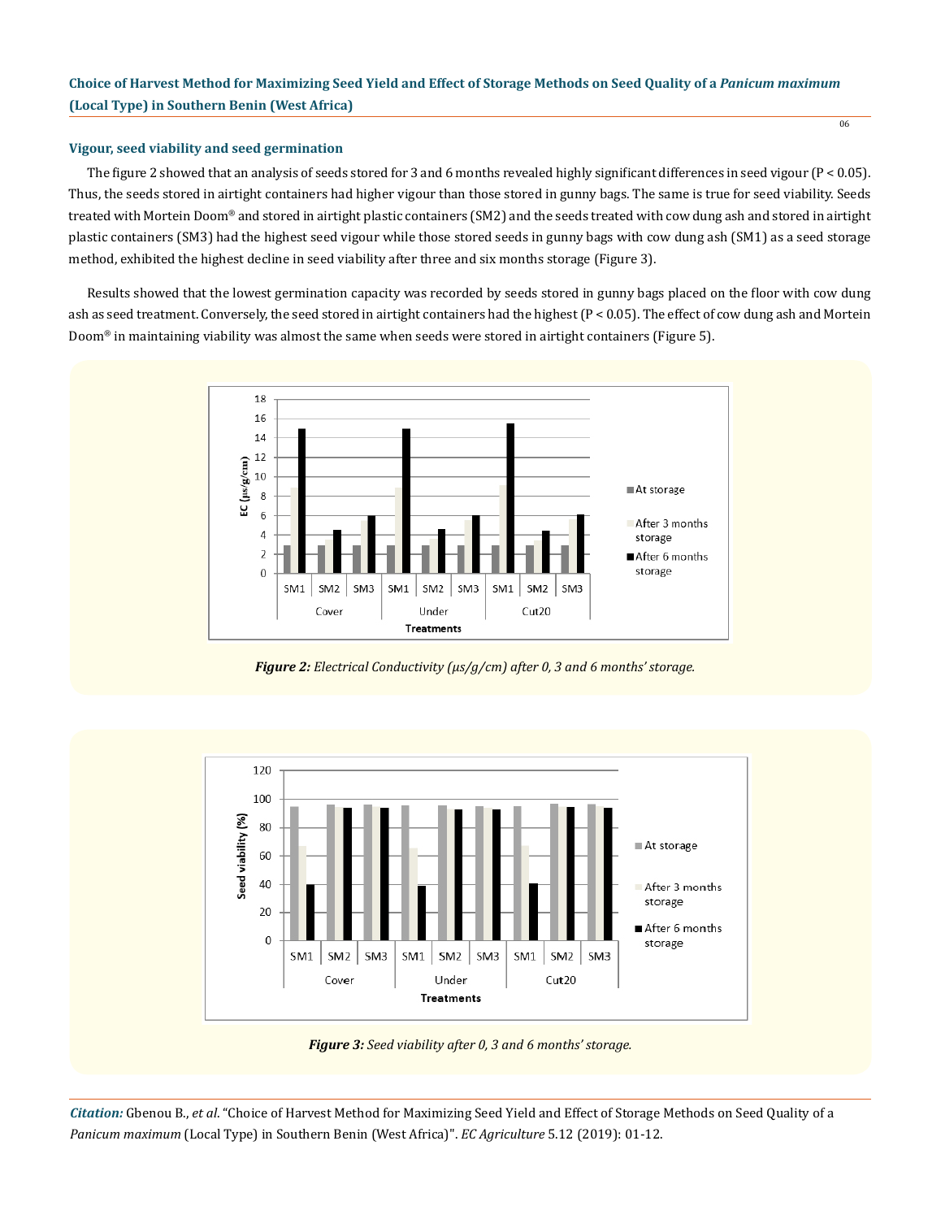### Vigour, seed viability and seed germination

The figure 2 showed that an analysis of seeds stored for 3 and 6 months revealed highly significant differences in seed vigour ($P < 0.05$). Thus, the seeds stored in airtight containers had higher vigour than those stored in gunny bags. The same is true for seed viability. Seeds treated with Mortein Doom® and stored in airtight plastic containers (SM2) and the seeds treated with cow dung ash and stored in airtight plastic containers (SM3) had the highest seed vigour while those stored seeds in gunny bags with cow dung ash (SM1) as a seed storage method, exhibited the highest decline in seed viability after three and six months storage (Figure 3).

Results showed that the lowest germination capacity was recorded by seeds stored in gunny bags placed on the floor with cow dung ash as seed treatment. Conversely, the seed stored in airtight containers had the highest ($P < 0.05$). The effect of cow dung ash and Mortein Doom® in maintaining viability was almost the same when seeds were stored in airtight containers (Figure 5).

***Figure 2:*** *Electrical Conductivity (µs/g/cm) after 0, 3 and 6 months' storage.*

***Figure 3:*** *Seed viability after 0, 3 and 6 months' storage.*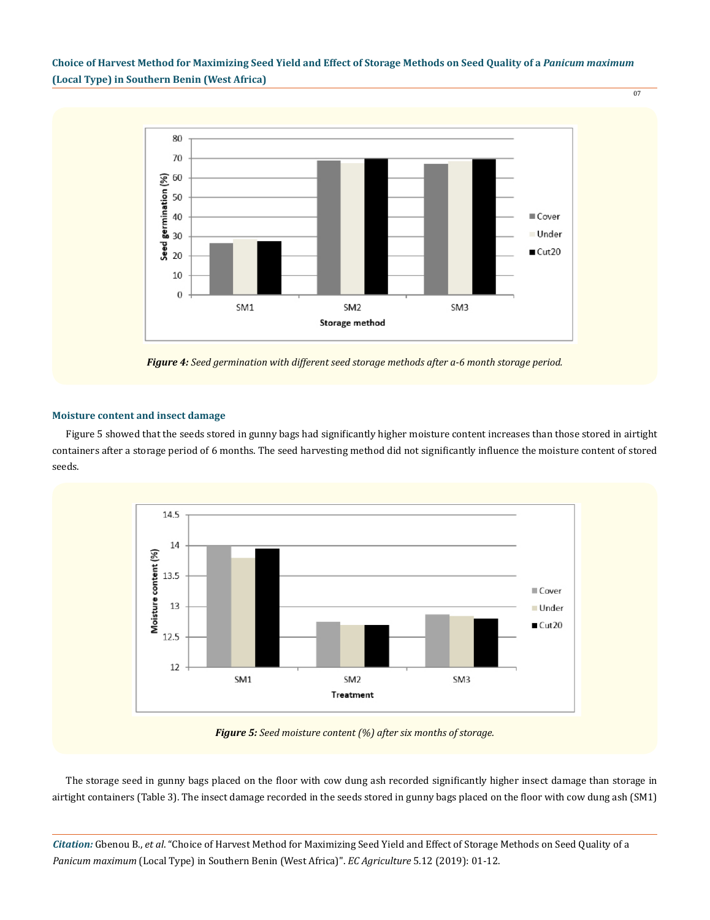Figure 4: Seed germination with different seed storage methods after a-6 month storage period.

### Moisture content and insect damage

Figure 5 showed that the seeds stored in gunny bags had significantly higher moisture content increases than those stored in airtight containers after a storage period of 6 months. The seed harvesting method did not significantly influence the moisture content of stored seeds.

Figure 5: Seed moisture content (%) after six months of storage.

The storage seed in gunny bags placed on the floor with cow dung ash recorded significantly higher insect damage than storage in airtight containers (Table 3). The insect damage recorded in the seeds stored in gunny bags placed on the floor with cow dung ash (SM1)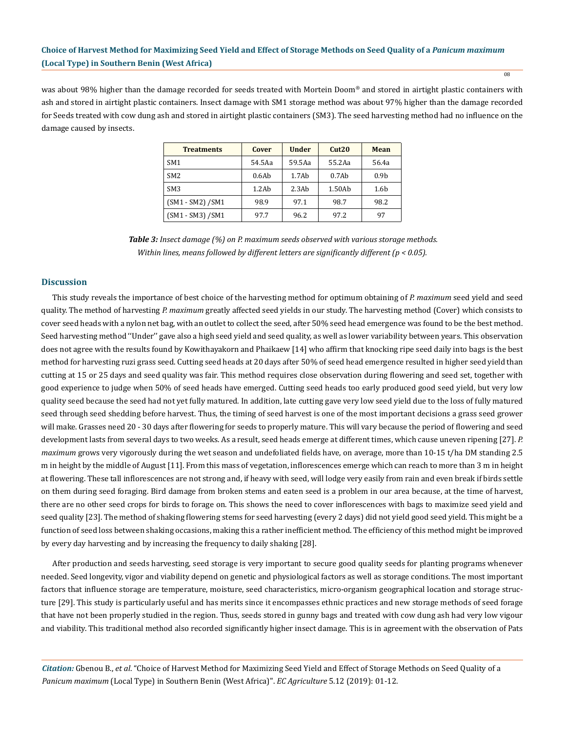was about 98% higher than the damage recorded for seeds treated with Mortein Doom® and stored in airtight plastic containers with ash and stored in airtight plastic containers. Insect damage with SM1 storage method was about 97% higher than the damage recorded for Seeds treated with cow dung ash and stored in airtight plastic containers (SM3). The seed harvesting method had no influence on the damage caused by insects.

| Treatments | Cover | Under | Cut20 | Mean |
|---|---|---|---|---|
| SM1 | 54.5Aa | 59.5Aa | 55.2Aa | 56.4a |
| SM2 | 0.6Ab | 1.7Ab | 0.7Ab | 0.9b |
| SM3 | 1.2Ab | 2.3Ab | 1.50Ab | 1.6b |
| (SM1 - SM2) /SM1 | 98.9 | 97.1 | 98.7 | 98.2 |
| (SM1 - SM3) /SM1 | 97.7 | 96.2 | 97.2 | 97 |

***Table 3:*** *Insect damage (%) on P. maximum seeds observed with various storage methods. Within lines, means followed by different letters are significantly different (p < 0.05).*

## Discussion

This study reveals the importance of best choice of the harvesting method for optimum obtaining of *P. maximum* seed yield and seed quality. The method of harvesting *P. maximum* greatly affected seed yields in our study. The harvesting method (Cover) which consists to cover seed heads with a nylon net bag, with an outlet to collect the seed, after 50% seed head emergence was found to be the best method. Seed harvesting method ''Under'' gave also a high seed yield and seed quality, as well as lower variability between years. This observation does not agree with the results found by Kowithayakorn and Phaikaew [14] who affirm that knocking ripe seed daily into bags is the best method for harvesting ruzi grass seed. Cutting seed heads at 20 days after 50% of seed head emergence resulted in higher seed yield than cutting at 15 or 25 days and seed quality was fair. This method requires close observation during flowering and seed set, together with good experience to judge when 50% of seed heads have emerged. Cutting seed heads too early produced good seed yield, but very low quality seed because the seed had not yet fully matured. In addition, late cutting gave very low seed yield due to the loss of fully matured seed through seed shedding before harvest. Thus, the timing of seed harvest is one of the most important decisions a grass seed grower will make. Grasses need 20 - 30 days after flowering for seeds to properly mature. This will vary because the period of flowering and seed development lasts from several days to two weeks. As a result, seed heads emerge at different times, which cause uneven ripening [27]. *P. maximum* grows very vigorously during the wet season and undefoliated fields have, on average, more than 10-15 t/ha DM standing 2.5 m in height by the middle of August [11]. From this mass of vegetation, inflorescences emerge which can reach to more than 3 m in height at flowering. These tall inflorescences are not strong and, if heavy with seed, will lodge very easily from rain and even break if birds settle on them during seed foraging. Bird damage from broken stems and eaten seed is a problem in our area because, at the time of harvest, there are no other seed crops for birds to forage on. This shows the need to cover inflorescences with bags to maximize seed yield and seed quality [23]. The method of shaking flowering stems for seed harvesting (every 2 days) did not yield good seed yield. This might be a function of seed loss between shaking occasions, making this a rather inefficient method. The efficiency of this method might be improved by every day harvesting and by increasing the frequency to daily shaking [28].

After production and seeds harvesting, seed storage is very important to secure good quality seeds for planting programs whenever needed. Seed longevity, vigor and viability depend on genetic and physiological factors as well as storage conditions. The most important factors that influence storage are temperature, moisture, seed characteristics, micro-organism geographical location and storage structure [29]. This study is particularly useful and has merits since it encompasses ethnic practices and new storage methods of seed forage that have not been properly studied in the region. Thus, seeds stored in gunny bags and treated with cow dung ash had very low vigour and viability. This traditional method also recorded significantly higher insect damage. This is in agreement with the observation of Pats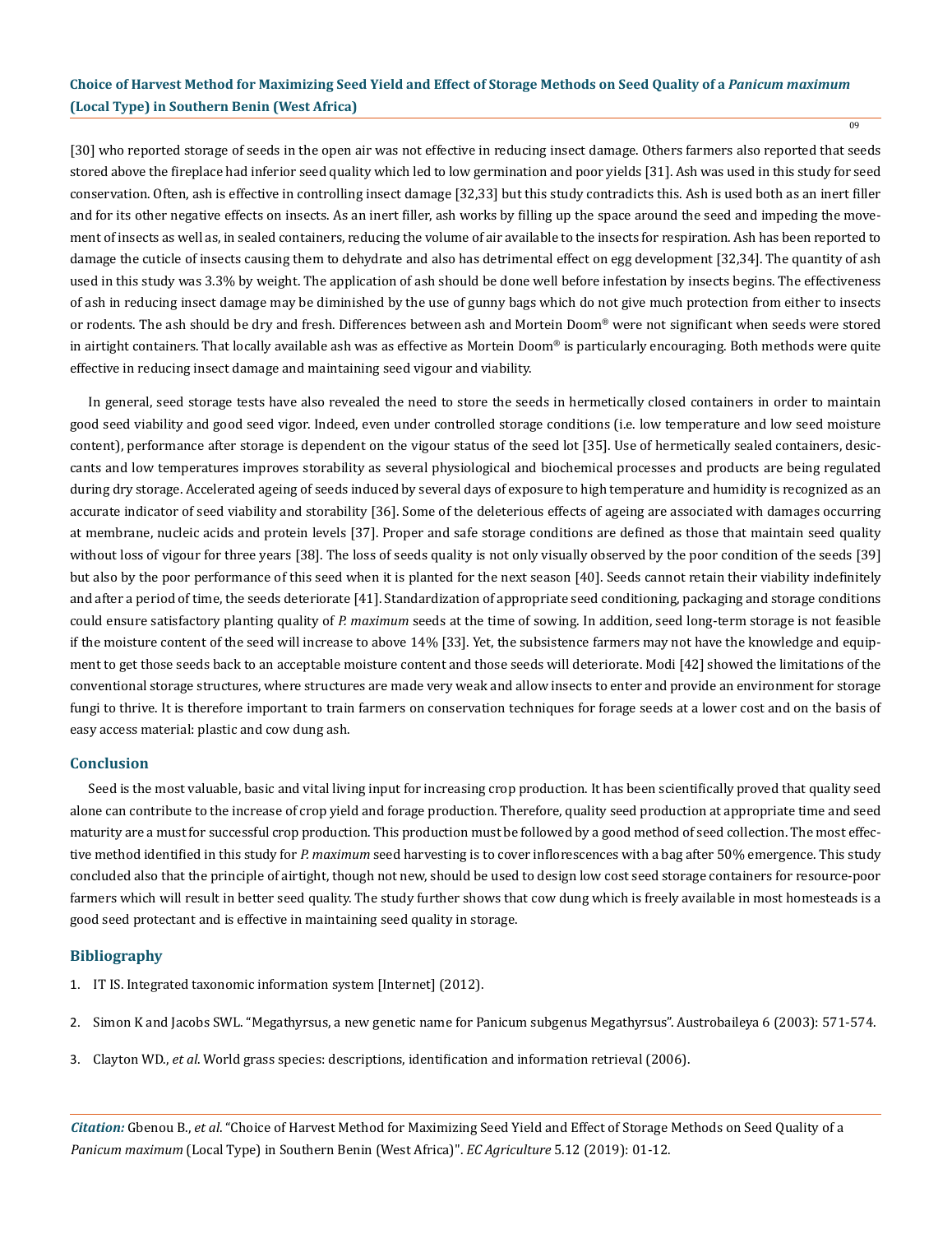[30] who reported storage of seeds in the open air was not effective in reducing insect damage. Others farmers also reported that seeds stored above the fireplace had inferior seed quality which led to low germination and poor yields [31]. Ash was used in this study for seed conservation. Often, ash is effective in controlling insect damage [32,33] but this study contradicts this. Ash is used both as an inert filler and for its other negative effects on insects. As an inert filler, ash works by filling up the space around the seed and impeding the movement of insects as well as, in sealed containers, reducing the volume of air available to the insects for respiration. Ash has been reported to damage the cuticle of insects causing them to dehydrate and also has detrimental effect on egg development [32,34]. The quantity of ash used in this study was 3.3% by weight. The application of ash should be done well before infestation by insects begins. The effectiveness of ash in reducing insect damage may be diminished by the use of gunny bags which do not give much protection from either to insects or rodents. The ash should be dry and fresh. Differences between ash and Mortein Doom® were not significant when seeds were stored in airtight containers. That locally available ash was as effective as Mortein Doom® is particularly encouraging. Both methods were quite effective in reducing insect damage and maintaining seed vigour and viability.

In general, seed storage tests have also revealed the need to store the seeds in hermetically closed containers in order to maintain good seed viability and good seed vigor. Indeed, even under controlled storage conditions (i.e. low temperature and low seed moisture content), performance after storage is dependent on the vigour status of the seed lot [35]. Use of hermetically sealed containers, desiccants and low temperatures improves storability as several physiological and biochemical processes and products are being regulated during dry storage. Accelerated ageing of seeds induced by several days of exposure to high temperature and humidity is recognized as an accurate indicator of seed viability and storability [36]. Some of the deleterious effects of ageing are associated with damages occurring at membrane, nucleic acids and protein levels [37]. Proper and safe storage conditions are defined as those that maintain seed quality without loss of vigour for three years [38]. The loss of seeds quality is not only visually observed by the poor condition of the seeds [39] but also by the poor performance of this seed when it is planted for the next season [40]. Seeds cannot retain their viability indefinitely and after a period of time, the seeds deteriorate [41]. Standardization of appropriate seed conditioning, packaging and storage conditions could ensure satisfactory planting quality of *P. maximum* seeds at the time of sowing. In addition, seed long-term storage is not feasible if the moisture content of the seed will increase to above 14% [33]. Yet, the subsistence farmers may not have the knowledge and equipment to get those seeds back to an acceptable moisture content and those seeds will deteriorate. Modi [42] showed the limitations of the conventional storage structures, where structures are made very weak and allow insects to enter and provide an environment for storage fungi to thrive. It is therefore important to train farmers on conservation techniques for forage seeds at a lower cost and on the basis of easy access material: plastic and cow dung ash.

## Conclusion

Seed is the most valuable, basic and vital living input for increasing crop production. It has been scientifically proved that quality seed alone can contribute to the increase of crop yield and forage production. Therefore, quality seed production at appropriate time and seed maturity are a must for successful crop production. This production must be followed by a good method of seed collection. The most effective method identified in this study for *P. maximum* seed harvesting is to cover inflorescences with a bag after 50% emergence. This study concluded also that the principle of airtight, though not new, should be used to design low cost seed storage containers for resource-poor farmers which will result in better seed quality. The study further shows that cow dung which is freely available in most homesteads is a good seed protectant and is effective in maintaining seed quality in storage.

## Bibliography

1. IT IS. Integrated taxonomic information system [Internet] (2012).
2. Simon K and Jacobs SWL. "Megathyrsus, a new genetic name for Panicum subgenus Megathyrsus". Austrobaileya 6 (2003): 571-574.
3. Clayton WD., *et al*. World grass species: descriptions, identification and information retrieval (2006).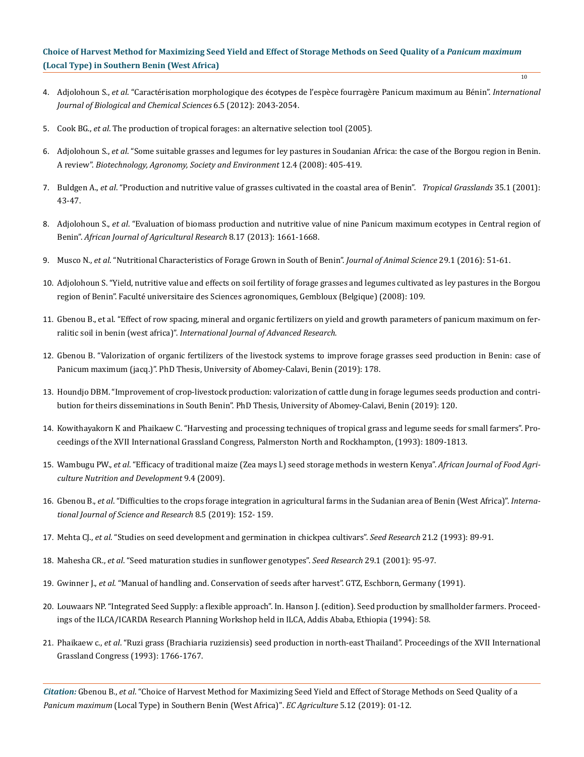4. Adjolohoun S., *et al*. "Caractérisation morphologique des écotypes de l'espèce fourragère Panicum maximum au Bénin". *International Journal of Biological and Chemical Sciences* 6.5 (2012): 2043-2054.

5. Cook BG., *et al*. The production of tropical forages: an alternative selection tool (2005).

6. Adjolohoun S., *et al*. "Some suitable grasses and legumes for ley pastures in Soudanian Africa: the case of the Borgou region in Benin. A review". *Biotechnology, Agronomy, Society and Environment* 12.4 (2008): 405-419.

7. Buldgen A., *et al*. "Production and nutritive value of grasses cultivated in the coastal area of Benin". *Tropical Grasslands* 35.1 (2001): 43-47.

8. Adjolohoun S., *et al*. "Evaluation of biomass production and nutritive value of nine Panicum maximum ecotypes in Central region of Benin". *African Journal of Agricultural Research* 8.17 (2013): 1661-1668.

9. Musco N., *et al*. "Nutritional Characteristics of Forage Grown in South of Benin". *Journal of Animal Science* 29.1 (2016): 51-61.

10. Adjolohoun S. "Yield, nutritive value and effects on soil fertility of forage grasses and legumes cultivated as ley pastures in the Borgou region of Benin". Faculté universitaire des Sciences agronomiques, Gembloux (Belgique) (2008): 109.

11. Gbenou B., et al. "Effect of row spacing, mineral and organic fertilizers on yield and growth parameters of panicum maximum on ferralitic soil in benin (west africa)". *International Journal of Advanced Research*.

12. Gbenou B. "Valorization of organic fertilizers of the livestock systems to improve forage grasses seed production in Benin: case of Panicum maximum (jacq.)". PhD Thesis, University of Abomey-Calavi, Benin (2019): 178.

13. Houndjo DBM. "Improvement of crop-livestock production: valorization of cattle dung in forage legumes seeds production and contribution for theirs disseminations in South Benin". PhD Thesis, University of Abomey-Calavi, Benin (2019): 120.

14. Kowithayakorn K and Phaikaew C. "Harvesting and processing techniques of tropical grass and legume seeds for small farmers". Proceedings of the XVII International Grassland Congress, Palmerston North and Rockhampton, (1993): 1809-1813.

15. Wambugu PW., *et al*. "Efficacy of traditional maize (Zea mays l.) seed storage methods in western Kenya". *African Journal of Food Agriculture Nutrition and Development* 9.4 (2009).

16. Gbenou B., *et al*. "Difficulties to the crops forage integration in agricultural farms in the Sudanian area of Benin (West Africa)". *International Journal of Science and Research* 8.5 (2019): 152- 159.

17. Mehta CJ., *et al*. "Studies on seed development and germination in chickpea cultivars". *Seed Research* 21.2 (1993): 89-91.

18. Mahesha CR., *et al*. "Seed maturation studies in sunflower genotypes". *Seed Research* 29.1 (2001): 95-97.

19. Gwinner J., *et al*. "Manual of handling and. Conservation of seeds after harvest". GTZ, Eschborn, Germany (1991).

20. Louwaars NP. "Integrated Seed Supply: a flexible approach". In. Hanson J. (edition). Seed production by smallholder farmers. Proceedings of the ILCA/ICARDA Research Planning Workshop held in ILCA, Addis Ababa, Ethiopia (1994): 58.

21. Phaikaew c., *et al*. "Ruzi grass (Brachiaria ruziziensis) seed production in north-east Thailand". Proceedings of the XVII International Grassland Congress (1993): 1766-1767.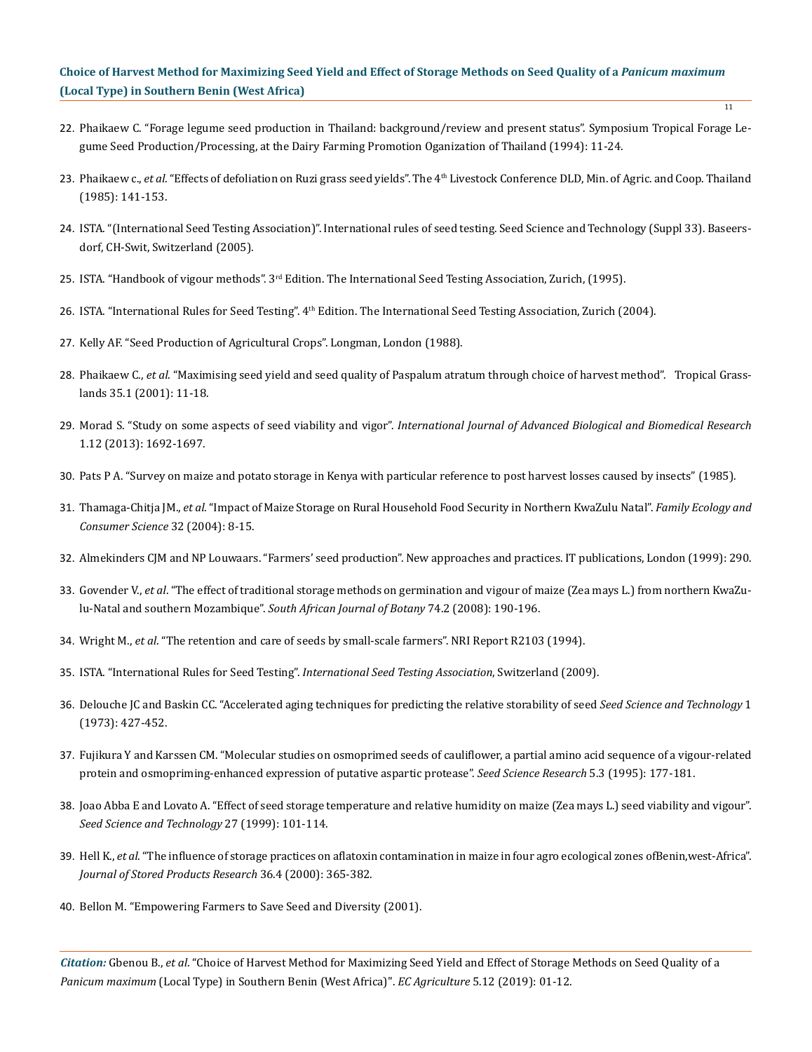22. Phaikaew C. "Forage legume seed production in Thailand: background/review and present status". Symposium Tropical Forage Legume Seed Production/Processing, at the Dairy Farming Promotion Oganization of Thailand (1994): 11-24.

23. Phaikaew c., *et al*. "Effects of defoliation on Ruzi grass seed yields". The 4th Livestock Conference DLD, Min. of Agric. and Coop. Thailand (1985): 141-153.

24. ISTA. "(International Seed Testing Association)". International rules of seed testing. Seed Science and Technology (Suppl 33). Baseersdorf, CH-Swit, Switzerland (2005).

25. ISTA. "Handbook of vigour methods". 3rd Edition. The International Seed Testing Association, Zurich, (1995).

26. ISTA. "International Rules for Seed Testing". 4th Edition. The International Seed Testing Association, Zurich (2004).

27. Kelly AF. "Seed Production of Agricultural Crops". Longman, London (1988).

28. Phaikaew C., *et al*. "Maximising seed yield and seed quality of Paspalum atratum through choice of harvest method". Tropical Grasslands 35.1 (2001): 11-18.

29. Morad S. "Study on some aspects of seed viability and vigor". *International Journal of Advanced Biological and Biomedical Research* 1.12 (2013): 1692-1697.

30. Pats P A. "Survey on maize and potato storage in Kenya with particular reference to post harvest losses caused by insects" (1985).

31. Thamaga-Chitja JM., *et al*. "Impact of Maize Storage on Rural Household Food Security in Northern KwaZulu Natal". *Family Ecology and Consumer Science* 32 (2004): 8-15.

32. Almekinders CJM and NP Louwaars. "Farmers' seed production". New approaches and practices. IT publications, London (1999): 290.

33. Govender V., *et al*. "The effect of traditional storage methods on germination and vigour of maize (Zea mays L.) from northern KwaZulu-Natal and southern Mozambique". *South African Journal of Botany* 74.2 (2008): 190-196.

34. Wright M., *et al*. "The retention and care of seeds by small-scale farmers". NRI Report R2103 (1994).

35. ISTA. "International Rules for Seed Testing". *International Seed Testing Association*, Switzerland (2009).

36. Delouche JC and Baskin CC. "Accelerated aging techniques for predicting the relative storability of seed *Seed Science and Technology* 1 (1973): 427-452.

37. Fujikura Y and Karssen CM. "Molecular studies on osmoprimed seeds of cauliflower, a partial amino acid sequence of a vigour-related protein and osmopriming-enhanced expression of putative aspartic protease". *Seed Science Research* 5.3 (1995): 177-181.

38. Joao Abba E and Lovato A. "Effect of seed storage temperature and relative humidity on maize (Zea mays L.) seed viability and vigour". *Seed Science and Technology* 27 (1999): 101-114.

39. Hell K., *et al*. "The influence of storage practices on aflatoxin contamination in maize in four agro ecological zones ofBenin,west-Africa". *Journal of Stored Products Research* 36.4 (2000): 365-382.

40. Bellon M. "Empowering Farmers to Save Seed and Diversity (2001).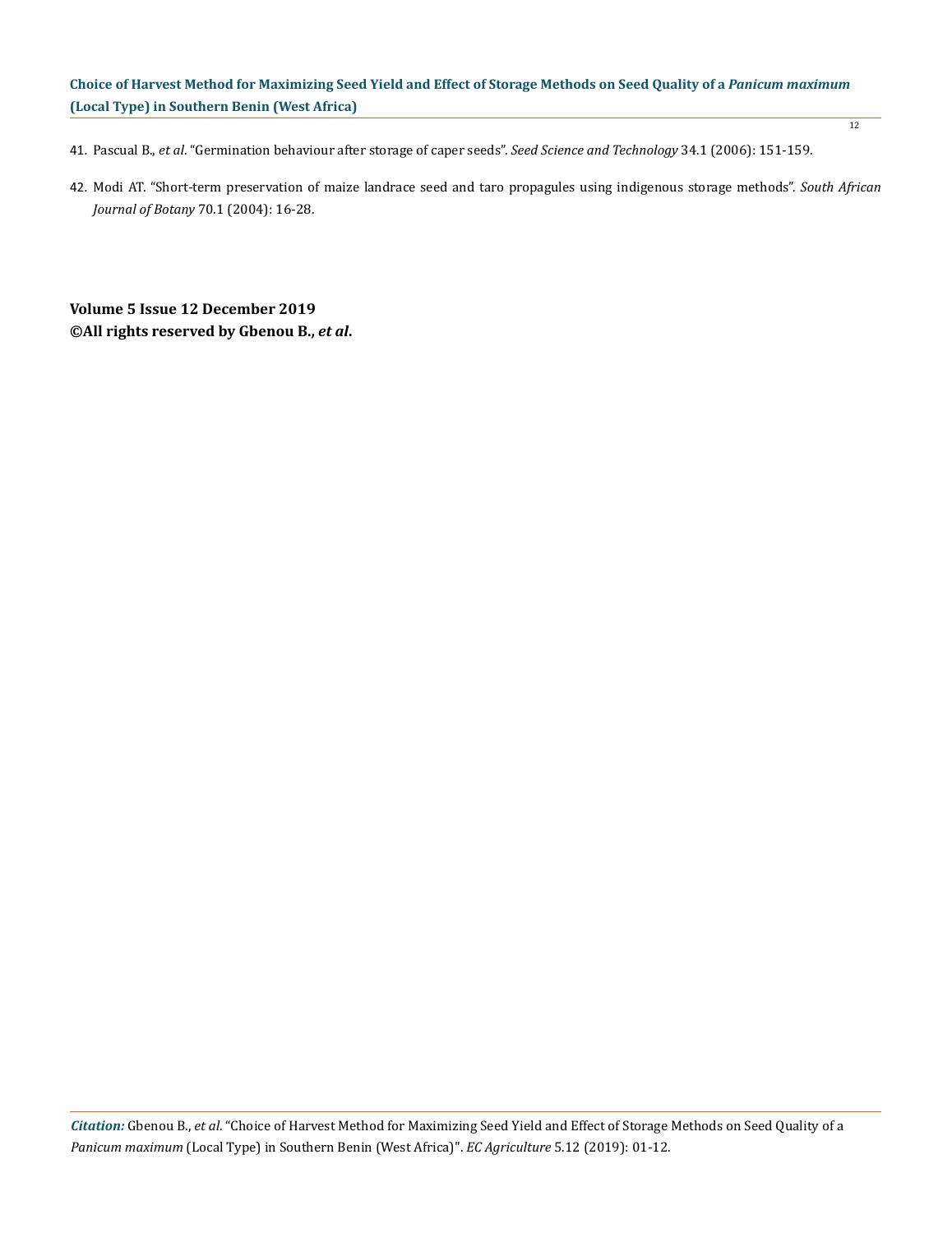41. Pascual B., *et al*. "Germination behaviour after storage of caper seeds". *Seed Science and Technology* 34.1 (2006): 151-159.

42. Modi AT. "Short-term preservation of maize landrace seed and taro propagules using indigenous storage methods". *South African Journal of Botany* 70.1 (2004): 16-28.

**Volume 5 Issue 12 December 2019**
**©All rights reserved by Gbenou B., *et al*.**